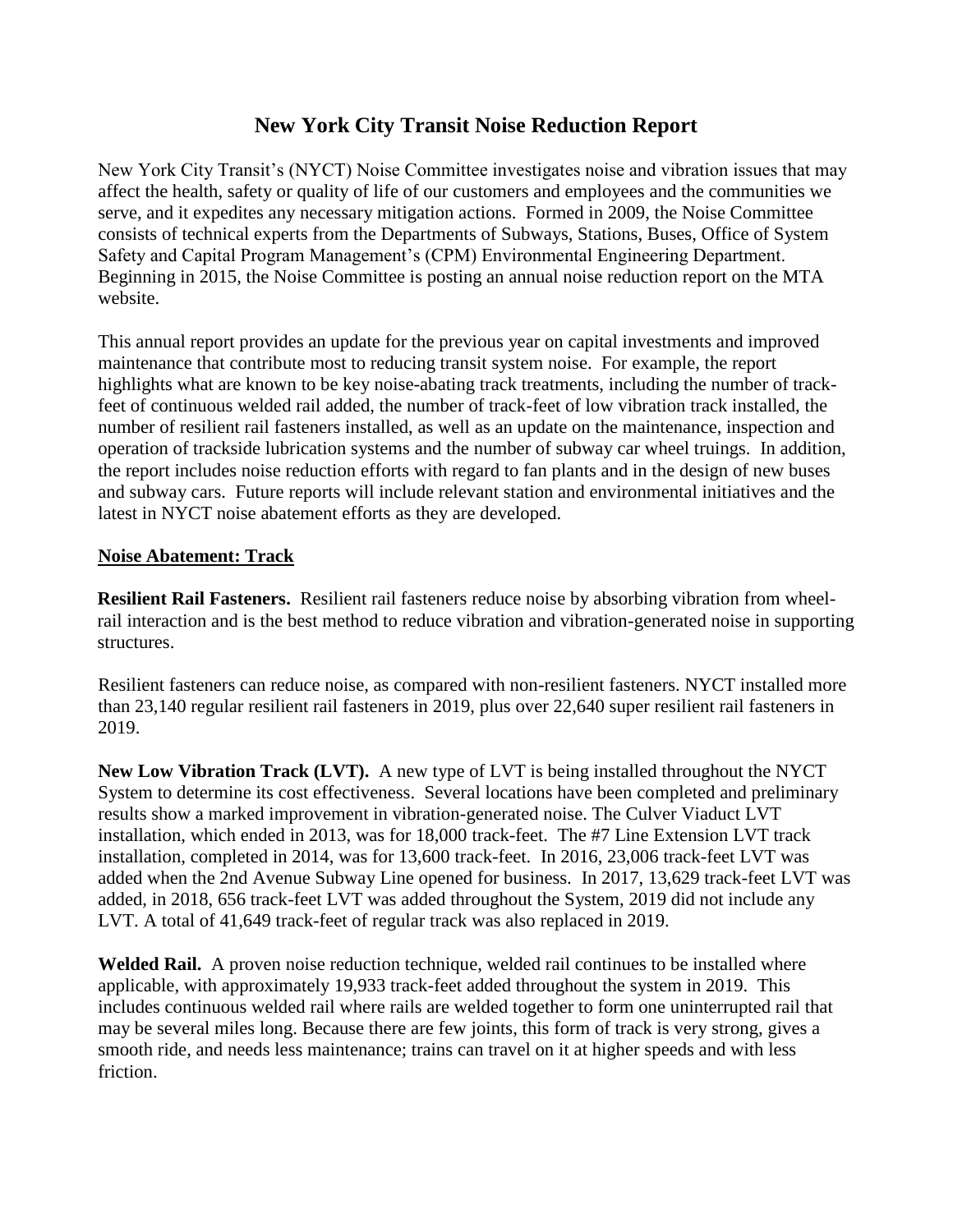# New York City Transit Noise Reduction Report

New York City Transit's (NYCT) Noise Committee investigates noise and vibration issues that may affect the health, safety or quality of life of our customers and employees and the communities we serve, and it expedites any necessary mitigation actions. Formed in 2009, the Noise Committee consists of technical experts from the Departments of Subways, Stations, Buses, Office of System Safety and Capital Program Management's (CPM) Environmental Engineering Department. Beginning in 2015, the Noise Committee is posting an annual noise reduction report on the MTA website.

This annual report provides an update for the previous year on capital investments and improved maintenance that contribute most to reducing transit system noise. For example, the report highlights what are known to be key noise-abating track treatments, including the number of track-feet of continuous welded rail added, the number of track-feet of low vibration track installed, the number of resilient rail fasteners installed, as well as an update on the maintenance, inspection and operation of trackside lubrication systems and the number of subway car wheel truings. In addition, the report includes noise reduction efforts with regard to fan plants and in the design of new buses and subway cars. Future reports will include relevant station and environmental initiatives and the latest in NYCT noise abatement efforts as they are developed.

## Noise Abatement: Track

**Resilient Rail Fasteners.** Resilient rail fasteners reduce noise by absorbing vibration from wheel-rail interaction and is the best method to reduce vibration and vibration-generated noise in supporting structures.

Resilient fasteners can reduce noise, as compared with non-resilient fasteners. NYCT installed more than 23,140 regular resilient rail fasteners in 2019, plus over 22,640 super resilient rail fasteners in 2019.

**New Low Vibration Track (LVT).** A new type of LVT is being installed throughout the NYCT System to determine its cost effectiveness. Several locations have been completed and preliminary results show a marked improvement in vibration-generated noise. The Culver Viaduct LVT installation, which ended in 2013, was for 18,000 track-feet. The #7 Line Extension LVT track installation, completed in 2014, was for 13,600 track-feet. In 2016, 23,006 track-feet LVT was added when the 2nd Avenue Subway Line opened for business. In 2017, 13,629 track-feet LVT was added, in 2018, 656 track-feet LVT was added throughout the System, 2019 did not include any LVT. A total of 41,649 track-feet of regular track was also replaced in 2019.

**Welded Rail.** A proven noise reduction technique, welded rail continues to be installed where applicable, with approximately 19,933 track-feet added throughout the system in 2019. This includes continuous welded rail where rails are welded together to form one uninterrupted rail that may be several miles long. Because there are few joints, this form of track is very strong, gives a smooth ride, and needs less maintenance; trains can travel on it at higher speeds and with less friction.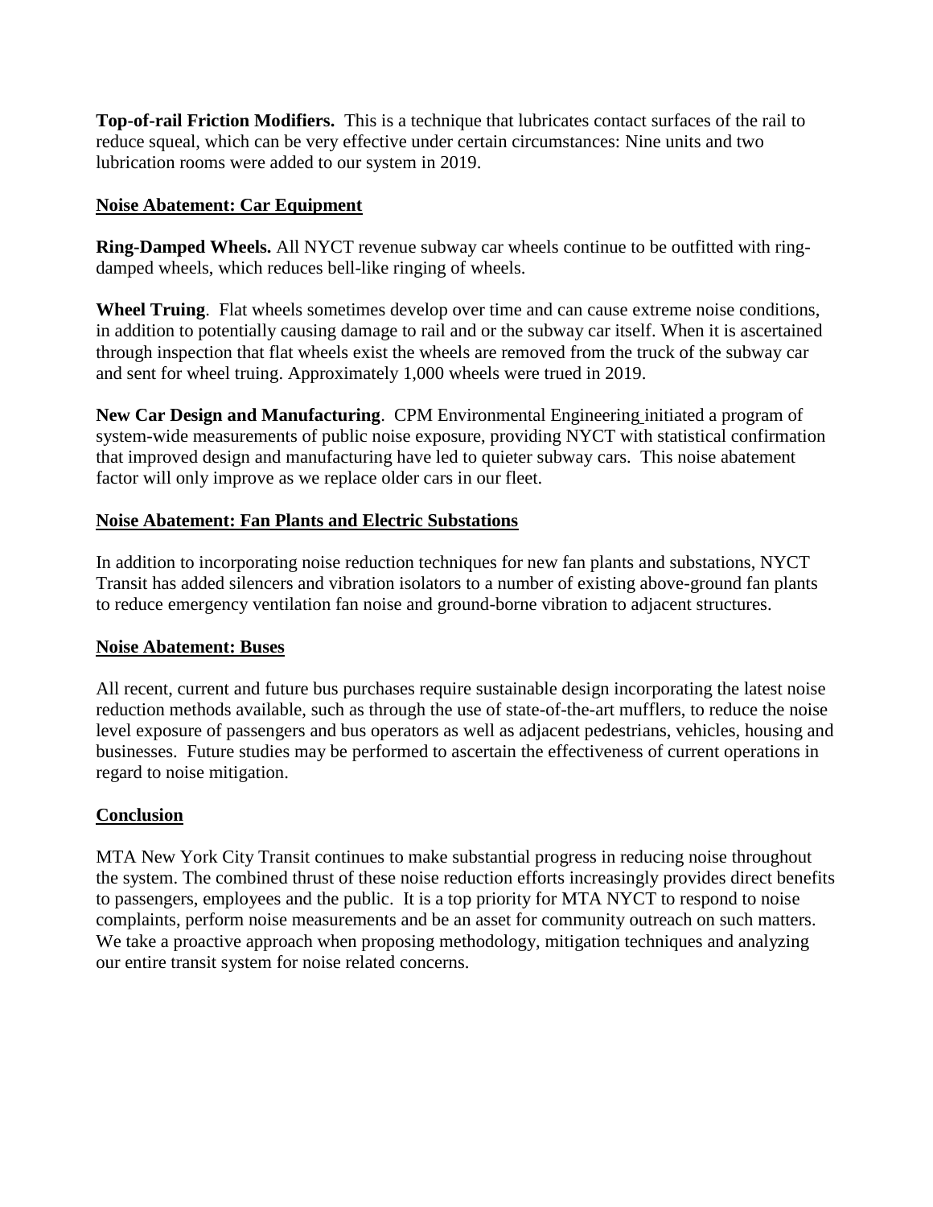**Top-of-rail Friction Modifiers.** This is a technique that lubricates contact surfaces of the rail to reduce squeal, which can be very effective under certain circumstances: Nine units and two lubrication rooms were added to our system in 2019.

## Noise Abatement: Car Equipment

**Ring-Damped Wheels.** All NYCT revenue subway car wheels continue to be outfitted with ring-damped wheels, which reduces bell-like ringing of wheels.

**Wheel Truing**. Flat wheels sometimes develop over time and can cause extreme noise conditions, in addition to potentially causing damage to rail and or the subway car itself. When it is ascertained through inspection that flat wheels exist the wheels are removed from the truck of the subway car and sent for wheel truing. Approximately 1,000 wheels were trued in 2019.

**New Car Design and Manufacturing**. CPM Environmental Engineering initiated a program of system-wide measurements of public noise exposure, providing NYCT with statistical confirmation that improved design and manufacturing have led to quieter subway cars. This noise abatement factor will only improve as we replace older cars in our fleet.

## Noise Abatement: Fan Plants and Electric Substations

In addition to incorporating noise reduction techniques for new fan plants and substations, NYCT Transit has added silencers and vibration isolators to a number of existing above-ground fan plants to reduce emergency ventilation fan noise and ground-borne vibration to adjacent structures.

## Noise Abatement: Buses

All recent, current and future bus purchases require sustainable design incorporating the latest noise reduction methods available, such as through the use of state-of-the-art mufflers, to reduce the noise level exposure of passengers and bus operators as well as adjacent pedestrians, vehicles, housing and businesses. Future studies may be performed to ascertain the effectiveness of current operations in regard to noise mitigation.

## Conclusion

MTA New York City Transit continues to make substantial progress in reducing noise throughout the system. The combined thrust of these noise reduction efforts increasingly provides direct benefits to passengers, employees and the public. It is a top priority for MTA NYCT to respond to noise complaints, perform noise measurements and be an asset for community outreach on such matters. We take a proactive approach when proposing methodology, mitigation techniques and analyzing our entire transit system for noise related concerns.